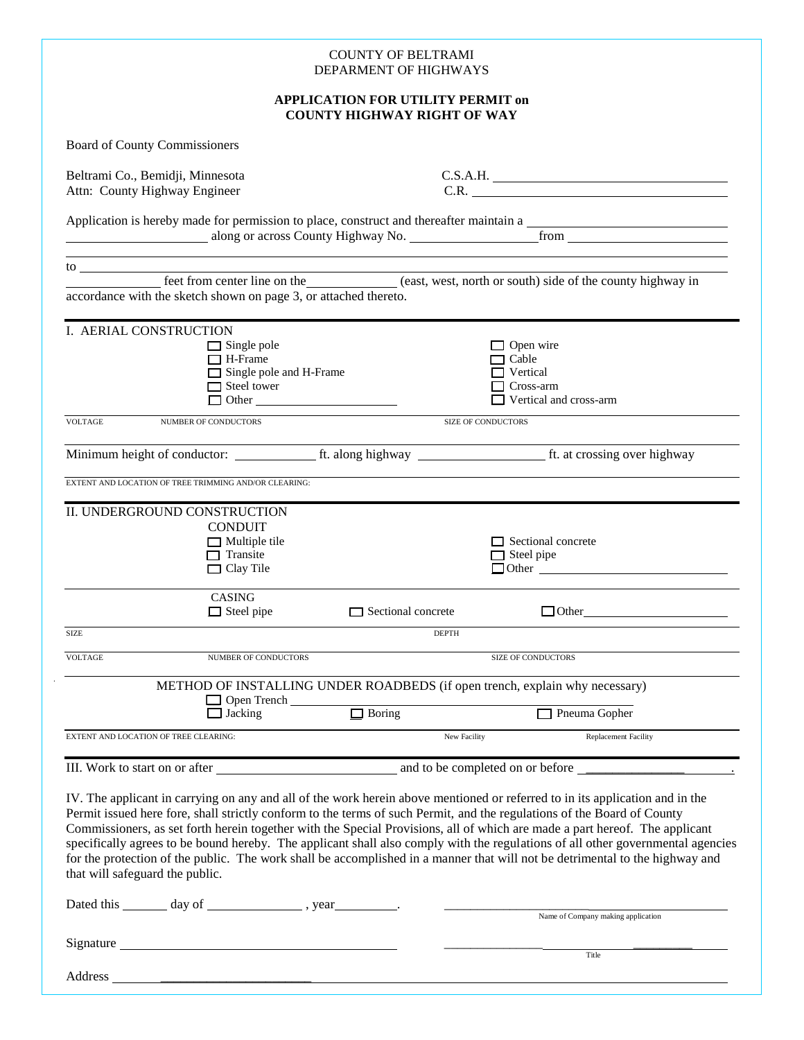COUNTY OF BELTRAMI
DEPARMENT OF HIGHWAYS

**APPLICATION FOR UTILITY PERMIT on**
**COUNTY HIGHWAY RIGHT OF WAY**

Board of County Commissioners

Beltrami Co., Bemidji, Minnesota
Attn: County Highway Engineer

C.S.A.H. ______________________
C.R. ______________________

Application is hereby made for permission to place, construct and thereafter maintain a ______________________ ______________________ along or across County Highway No. ______________ from ______________________

to ______________________________________________

______________ feet from center line on the ______________ (east, west, north or south) side of the county highway in accordance with the sketch shown on page 3, or attached thereto.

---

I. AERIAL CONSTRUCTION

- ☐ Single pole
- ☐ H-Frame
- ☐ Single pole and H-Frame
- ☐ Steel tower
- ☐ Other ______________________

- ☐ Open wire
- ☐ Cable
- ☐ Vertical
- ☐ Cross-arm
- ☐ Vertical and cross-arm

VOLTAGE ______ NUMBER OF CONDUCTORS ______ SIZE OF CONDUCTORS ______

Minimum height of conductor: ____________ ft. along highway ______________ ft. at crossing over highway

EXTENT AND LOCATION OF TREE TRIMMING AND/OR CLEARING:

---

II. UNDERGROUND CONSTRUCTION

CONDUIT

- ☐ Multiple tile
- ☐ Transite
- ☐ Clay Tile

- ☐ Sectional concrete
- ☐ Steel pipe
- ☐ Other ______________________

CASING

- ☐ Steel pipe
- ☐ Sectional concrete
- ☐ Other ______________________

SIZE ______ DEPTH ______

VOLTAGE ______ NUMBER OF CONDUCTORS ______ SIZE OF CONDUCTORS ______

METHOD OF INSTALLING UNDER ROADBEDS (if open trench, explain why necessary)

- ☐ Open Trench ______________________
- ☐ Jacking
- ☐ Boring
- ☐ Pneuma Gopher

EXTENT AND LOCATION OF TREE CLEARING: ______ New Facility ______ Replacement Facility

---

III. Work to start on or after ______________________ and to be completed on or before ______________________.

IV. The applicant in carrying on any and all of the work herein above mentioned or referred to in its application and in the Permit issued here fore, shall strictly conform to the terms of such Permit, and the regulations of the Board of County Commissioners, as set forth herein together with the Special Provisions, all of which are made a part hereof. The applicant specifically agrees to be bound hereby. The applicant shall also comply with the regulations of all other governmental agencies for the protection of the public. The work shall be accomplished in a manner that will not be detrimental to the highway and that will safeguard the public.

Dated this ______ day of ______________, year __________.

______________________
Name of Company making application

Signature ______________________

______________________
Title

Address ______________________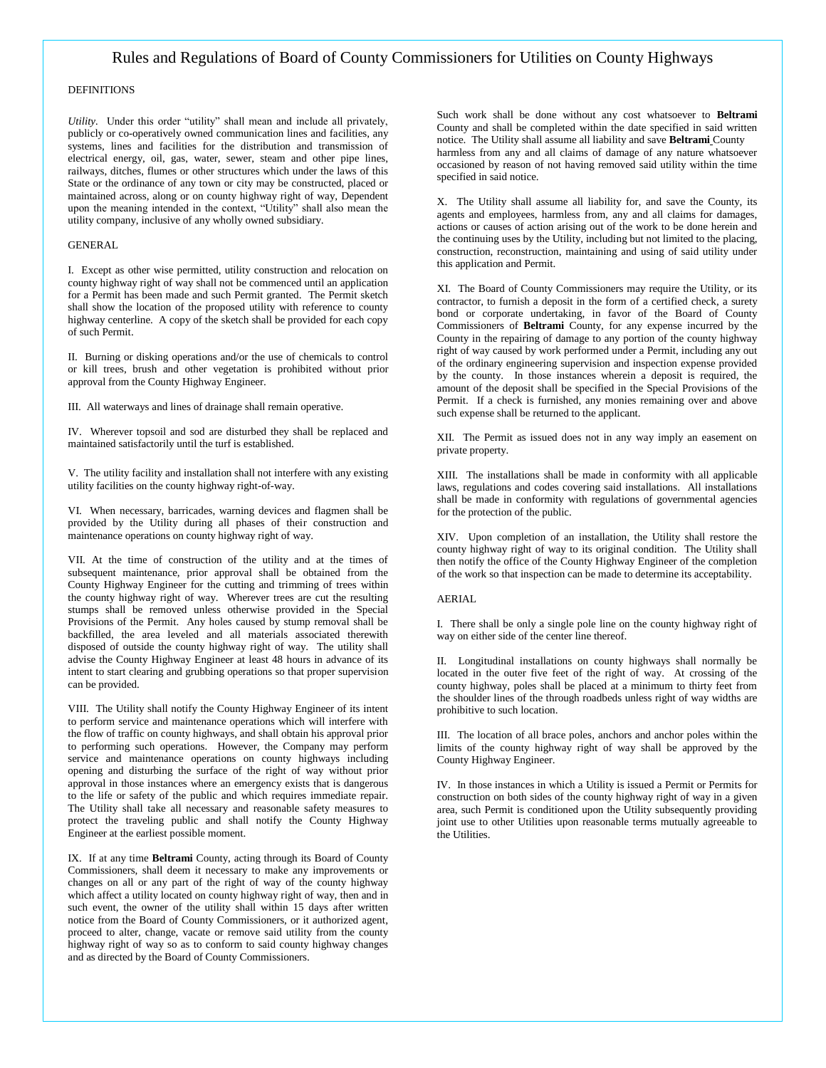# Rules and Regulations of Board of County Commissioners for Utilities on County Highways

DEFINITIONS

*Utility*. Under this order "utility" shall mean and include all privately, publicly or co-operatively owned communication lines and facilities, any systems, lines and facilities for the distribution and transmission of electrical energy, oil, gas, water, sewer, steam and other pipe lines, railways, ditches, flumes or other structures which under the laws of this State or the ordinance of any town or city may be constructed, placed or maintained across, along or on county highway right of way, Dependent upon the meaning intended in the context, "Utility" shall also mean the utility company, inclusive of any wholly owned subsidiary.

GENERAL

I. Except as other wise permitted, utility construction and relocation on county highway right of way shall not be commenced until an application for a Permit has been made and such Permit granted. The Permit sketch shall show the location of the proposed utility with reference to county highway centerline. A copy of the sketch shall be provided for each copy of such Permit.

II. Burning or disking operations and/or the use of chemicals to control or kill trees, brush and other vegetation is prohibited without prior approval from the County Highway Engineer.

III. All waterways and lines of drainage shall remain operative.

IV. Wherever topsoil and sod are disturbed they shall be replaced and maintained satisfactorily until the turf is established.

V. The utility facility and installation shall not interfere with any existing utility facilities on the county highway right-of-way.

VI. When necessary, barricades, warning devices and flagmen shall be provided by the Utility during all phases of their construction and maintenance operations on county highway right of way.

VII. At the time of construction of the utility and at the times of subsequent maintenance, prior approval shall be obtained from the County Highway Engineer for the cutting and trimming of trees within the county highway right of way. Wherever trees are cut the resulting stumps shall be removed unless otherwise provided in the Special Provisions of the Permit. Any holes caused by stump removal shall be backfilled, the area leveled and all materials associated therewith disposed of outside the county highway right of way. The utility shall advise the County Highway Engineer at least 48 hours in advance of its intent to start clearing and grubbing operations so that proper supervision can be provided.

VIII. The Utility shall notify the County Highway Engineer of its intent to perform service and maintenance operations which will interfere with the flow of traffic on county highways, and shall obtain his approval prior to performing such operations. However, the Company may perform service and maintenance operations on county highways including opening and disturbing the surface of the right of way without prior approval in those instances where an emergency exists that is dangerous to the life or safety of the public and which requires immediate repair. The Utility shall take all necessary and reasonable safety measures to protect the traveling public and shall notify the County Highway Engineer at the earliest possible moment.

IX. If at any time **Beltrami** County, acting through its Board of County Commissioners, shall deem it necessary to make any improvements or changes on all or any part of the right of way of the county highway which affect a utility located on county highway right of way, then and in such event, the owner of the utility shall within 15 days after written notice from the Board of County Commissioners, or it authorized agent, proceed to alter, change, vacate or remove said utility from the county highway right of way so as to conform to said county highway changes and as directed by the Board of County Commissioners.

Such work shall be done without any cost whatsoever to **Beltrami** County and shall be completed within the date specified in said written notice. The Utility shall assume all liability and save **Beltrami** County harmless from any and all claims of damage of any nature whatsoever occasioned by reason of not having removed said utility within the time specified in said notice.

X. The Utility shall assume all liability for, and save the County, its agents and employees, harmless from, any and all claims for damages, actions or causes of action arising out of the work to be done herein and the continuing uses by the Utility, including but not limited to the placing, construction, reconstruction, maintaining and using of said utility under this application and Permit.

XI. The Board of County Commissioners may require the Utility, or its contractor, to furnish a deposit in the form of a certified check, a surety bond or corporate undertaking, in favor of the Board of County Commissioners of **Beltrami** County, for any expense incurred by the County in the repairing of damage to any portion of the county highway right of way caused by work performed under a Permit, including any out of the ordinary engineering supervision and inspection expense provided by the county. In those instances wherein a deposit is required, the amount of the deposit shall be specified in the Special Provisions of the Permit. If a check is furnished, any monies remaining over and above such expense shall be returned to the applicant.

XII. The Permit as issued does not in any way imply an easement on private property.

XIII. The installations shall be made in conformity with all applicable laws, regulations and codes covering said installations. All installations shall be made in conformity with regulations of governmental agencies for the protection of the public.

XIV. Upon completion of an installation, the Utility shall restore the county highway right of way to its original condition. The Utility shall then notify the office of the County Highway Engineer of the completion of the work so that inspection can be made to determine its acceptability.

AERIAL

I. There shall be only a single pole line on the county highway right of way on either side of the center line thereof.

II. Longitudinal installations on county highways shall normally be located in the outer five feet of the right of way. At crossing of the county highway, poles shall be placed at a minimum to thirty feet from the shoulder lines of the through roadbeds unless right of way widths are prohibitive to such location.

III. The location of all brace poles, anchors and anchor poles within the limits of the county highway right of way shall be approved by the County Highway Engineer.

IV. In those instances in which a Utility is issued a Permit or Permits for construction on both sides of the county highway right of way in a given area, such Permit is conditioned upon the Utility subsequently providing joint use to other Utilities upon reasonable terms mutually agreeable to the Utilities.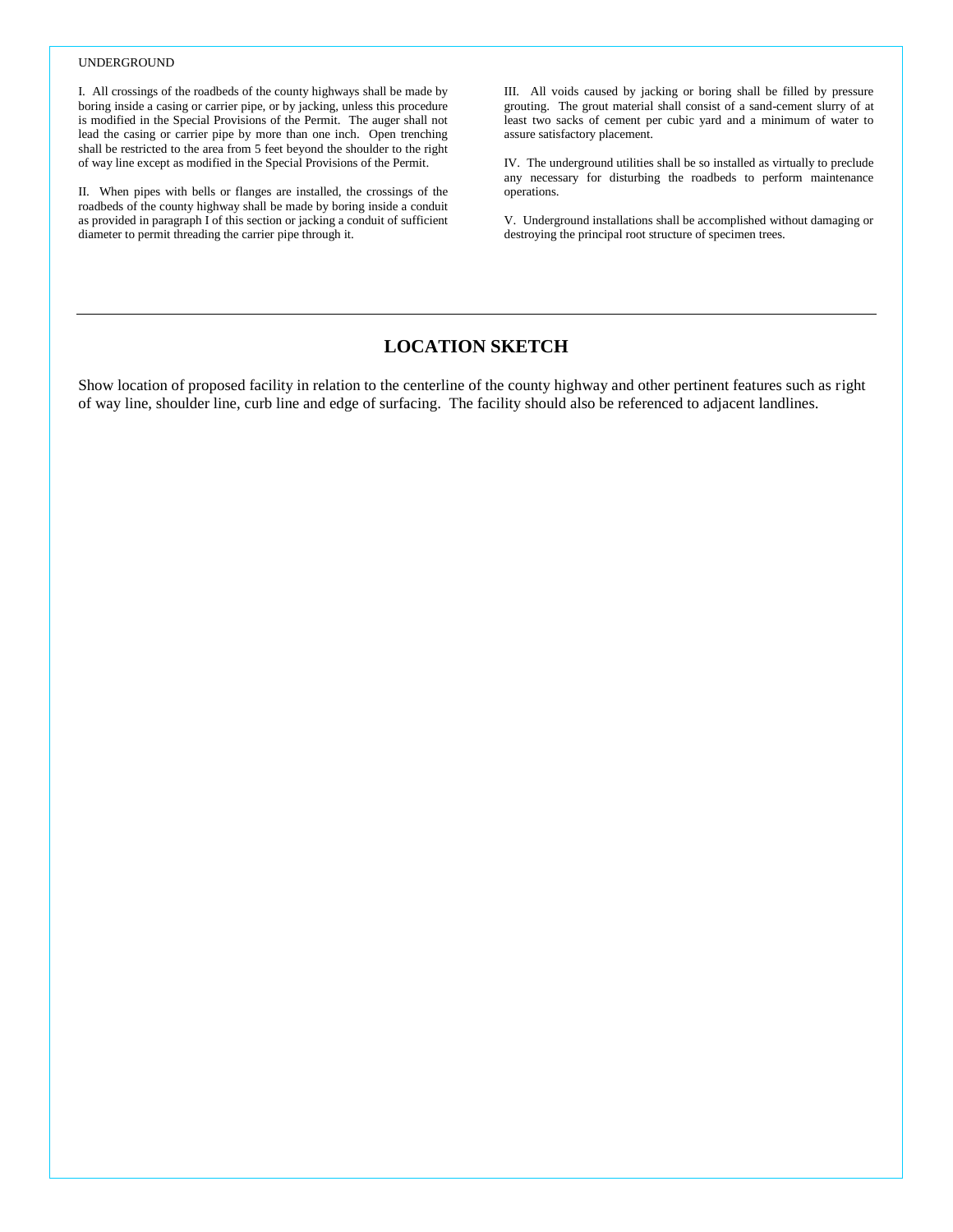UNDERGROUND

I. All crossings of the roadbeds of the county highways shall be made by boring inside a casing or carrier pipe, or by jacking, unless this procedure is modified in the Special Provisions of the Permit. The auger shall not lead the casing or carrier pipe by more than one inch. Open trenching shall be restricted to the area from 5 feet beyond the shoulder to the right of way line except as modified in the Special Provisions of the Permit.

II. When pipes with bells or flanges are installed, the crossings of the roadbeds of the county highway shall be made by boring inside a conduit as provided in paragraph I of this section or jacking a conduit of sufficient diameter to permit threading the carrier pipe through it.

III. All voids caused by jacking or boring shall be filled by pressure grouting. The grout material shall consist of a sand-cement slurry of at least two sacks of cement per cubic yard and a minimum of water to assure satisfactory placement.

IV. The underground utilities shall be so installed as virtually to preclude any necessary for disturbing the roadbeds to perform maintenance operations.

V. Underground installations shall be accomplished without damaging or destroying the principal root structure of specimen trees.

---

## LOCATION SKETCH

Show location of proposed facility in relation to the centerline of the county highway and other pertinent features such as right of way line, shoulder line, curb line and edge of surfacing. The facility should also be referenced to adjacent landlines.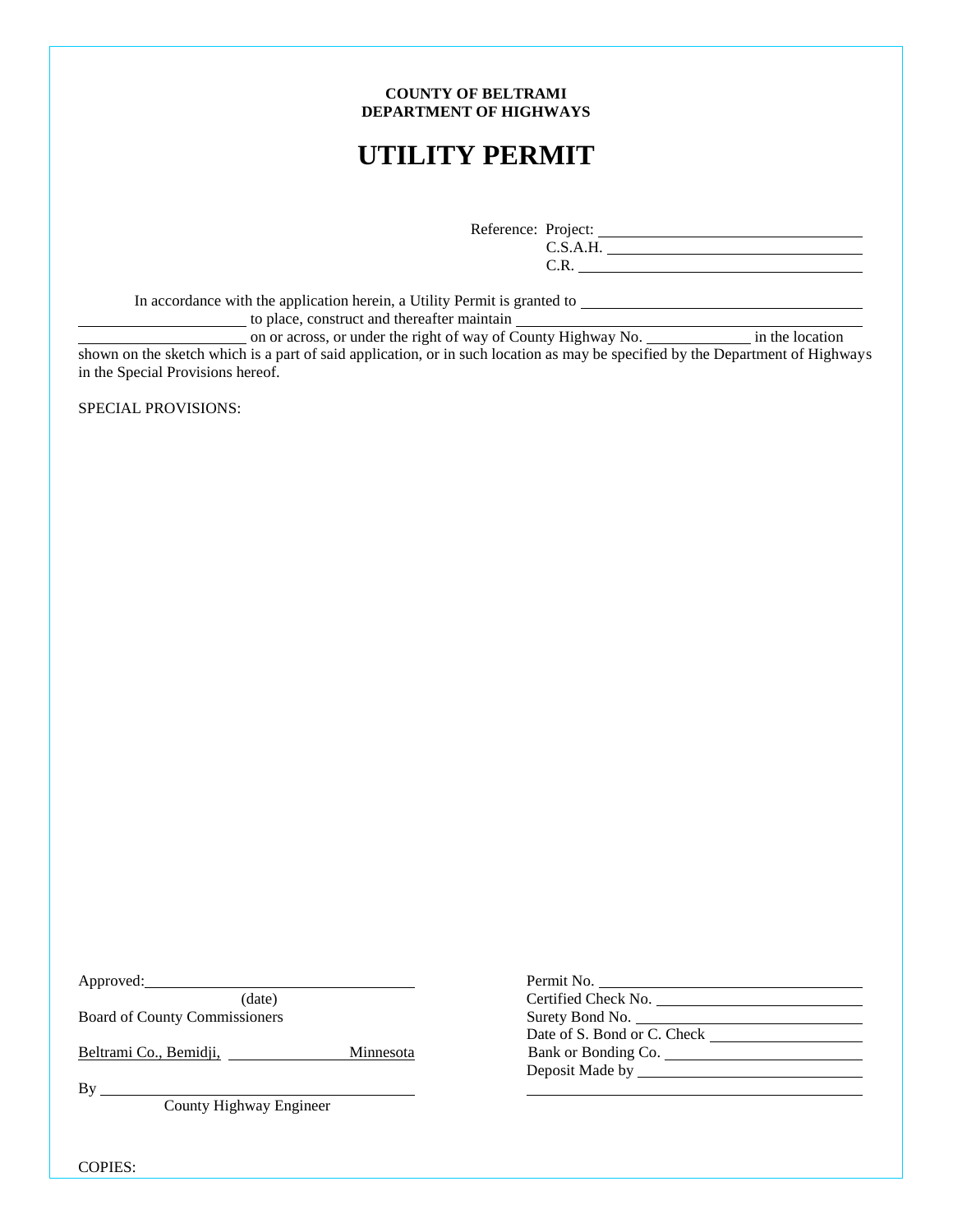**COUNTY OF BELTRAMI**
**DEPARTMENT OF HIGHWAYS**

# UTILITY PERMIT

Reference: Project: ______________________
C.S.A.H. ______________________
C.R. ______________________

In accordance with the application herein, a Utility Permit is granted to ______________________ ______________________ to place, construct and thereafter maintain ______________________ ______________________ on or across, or under the right of way of County Highway No. __________ in the location shown on the sketch which is a part of said application, or in such location as may be specified by the Department of Highways in the Special Provisions hereof.

SPECIAL PROVISIONS:

Approved: ______________________
(date)
Board of County Commissioners

Beltrami Co., Bemidji, __________ Minnesota

By ______________________
County Highway Engineer

Permit No. ______________________
Certified Check No. ______________________
Surety Bond No. ______________________
Date of S. Bond or C. Check ______________________
Bank or Bonding Co. ______________________
Deposit Made by ______________________
______________________

COPIES: